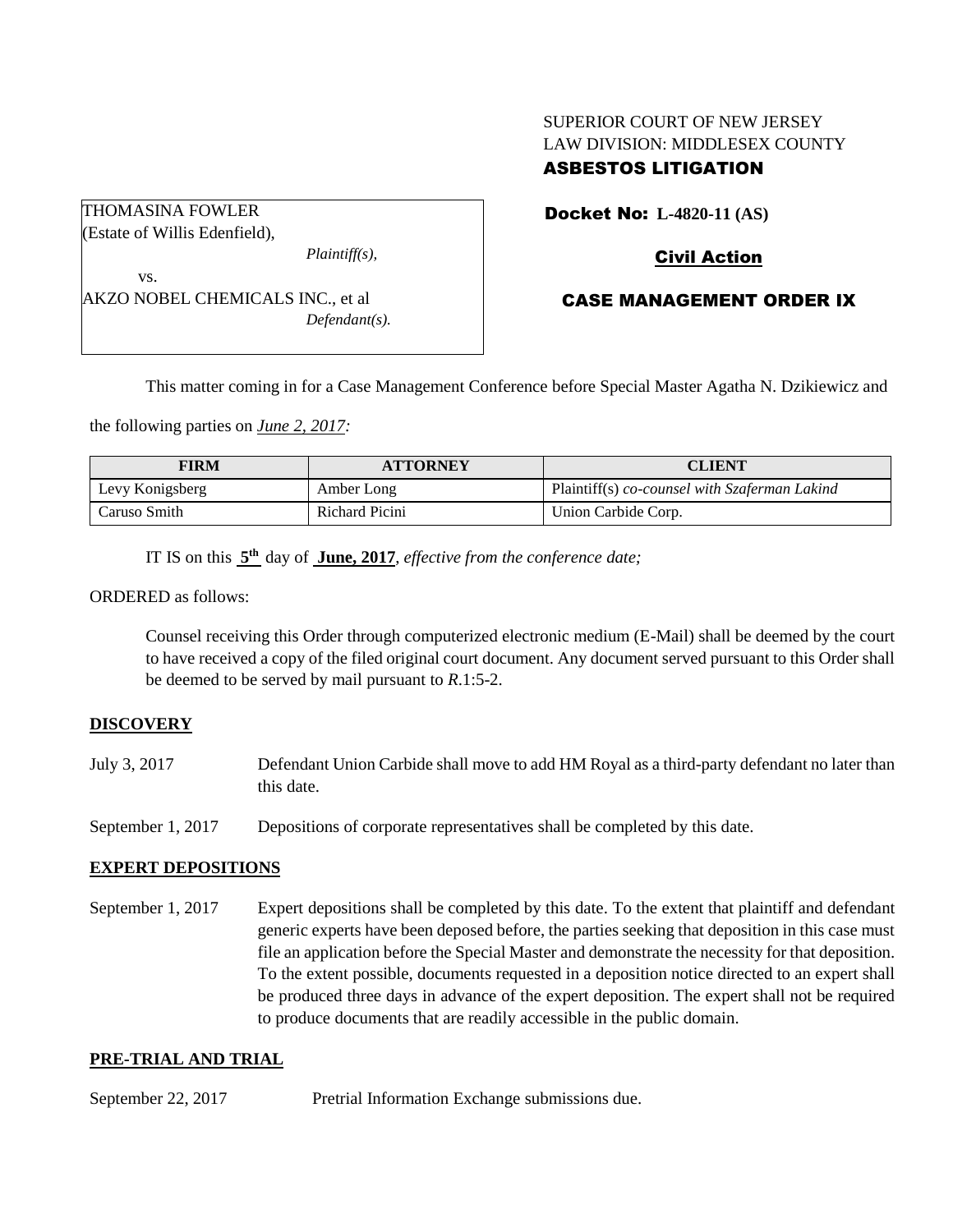SUPERIOR COURT OF NEW JERSEY
LAW DIVISION: MIDDLESEX COUNTY
**ASBESTOS LITIGATION**

THOMASINA FOWLER
(Estate of Willis Edenfield),
*Plaintiff(s),*

vs.

AKZO NOBEL CHEMICALS INC., et al
*Defendant(s).*

**Docket No: L-4820-11 (AS)**

**Civil Action**

**CASE MANAGEMENT ORDER IX**

This matter coming in for a Case Management Conference before Special Master Agatha N. Dzikiewicz and the following parties on *June 2, 2017:*

| FIRM | ATTORNEY | CLIENT |
| --- | --- | --- |
| Levy Konigsberg | Amber Long | Plaintiff(s) *co-counsel with Szaferman Lakind* |
| Caruso Smith | Richard Picini | Union Carbide Corp. |

IT IS on this **5th** day of **June, 2017**, *effective from the conference date;*

ORDERED as follows:

Counsel receiving this Order through computerized electronic medium (E-Mail) shall be deemed by the court to have received a copy of the filed original court document. Any document served pursuant to this Order shall be deemed to be served by mail pursuant to *R*.1:5-2.

**DISCOVERY**

July 3, 2017 — Defendant Union Carbide shall move to add HM Royal as a third-party defendant no later than this date.

September 1, 2017 — Depositions of corporate representatives shall be completed by this date.

**EXPERT DEPOSITIONS**

September 1, 2017 — Expert depositions shall be completed by this date. To the extent that plaintiff and defendant generic experts have been deposed before, the parties seeking that deposition in this case must file an application before the Special Master and demonstrate the necessity for that deposition. To the extent possible, documents requested in a deposition notice directed to an expert shall be produced three days in advance of the expert deposition. The expert shall not be required to produce documents that are readily accessible in the public domain.

**PRE-TRIAL AND TRIAL**

September 22, 2017 — Pretrial Information Exchange submissions due.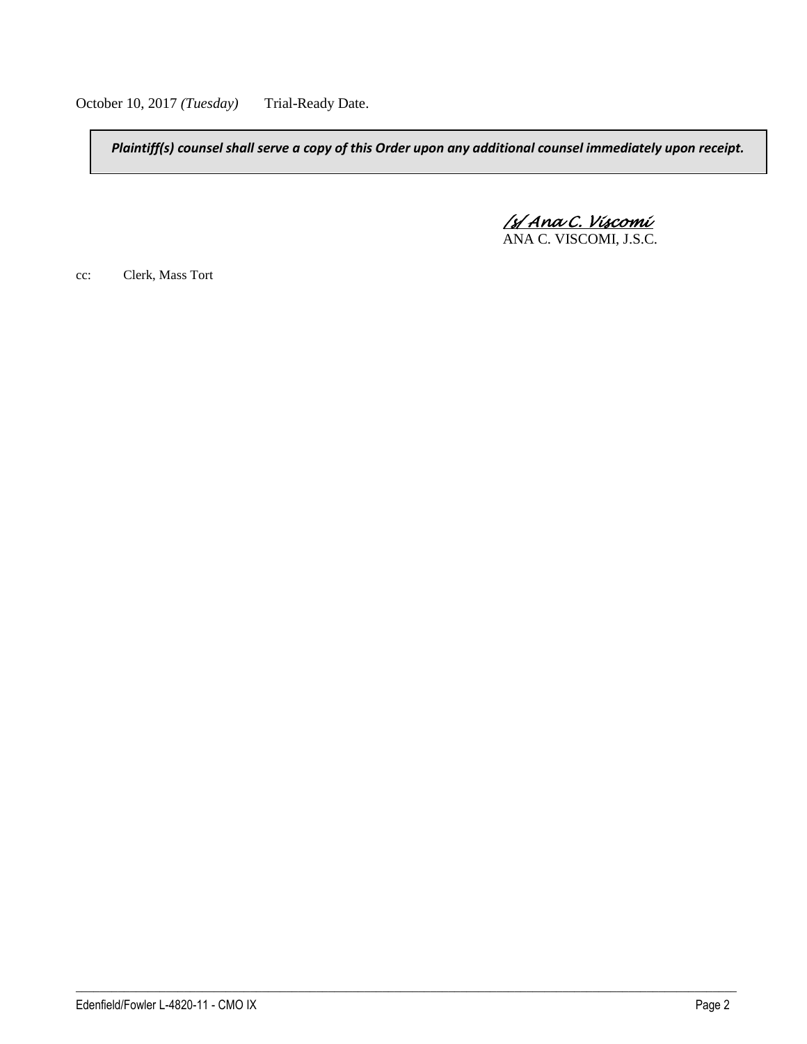October 10, 2017 *(Tuesday)* Trial-Ready Date.

***Plaintiff(s) counsel shall serve a copy of this Order upon any additional counsel immediately upon receipt.***

/s/ Ana C. Viscomi
ANA C. VISCOMI, J.S.C.

cc: Clerk, Mass Tort